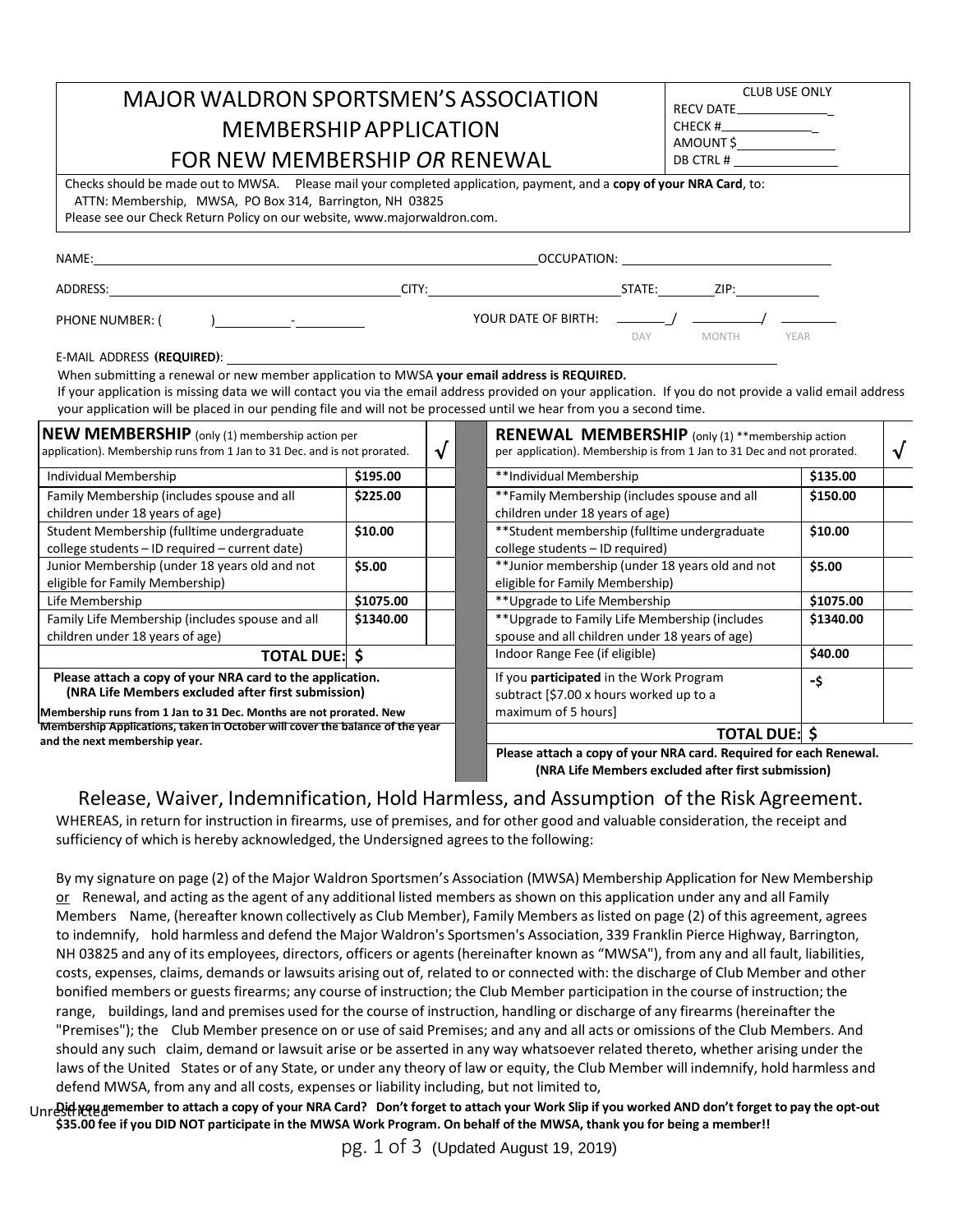# MAJOR WALDRON SPORTSMEN'S ASSOCIATION MEMBERSHIP APPLICATION FOR NEW MEMBERSHIP *OR* RENEWAL

| CLUB USE ONLY |
|---|
| RECV DATE______________ |
| CHECK #______________ |
| AMOUNT $______________ |
| DB CTRL # ______________ |

Checks should be made out to MWSA. Please mail your completed application, payment, and a **copy of your NRA Card**, to:
ATTN: Membership, MWSA, PO Box 314, Barrington, NH 03825
Please see our Check Return Policy on our website, www.majorwaldron.com.

NAME:______________________________________________ OCCUPATION: ____________________________

ADDRESS:_______________________________ CITY:_________________________ STATE:________ ZIP:___________

PHONE NUMBER: ( ) ___________-__________ YOUR DATE OF BIRTH: ______/ ________/ ________
DAY MONTH YEAR

E-MAIL ADDRESS **(REQUIRED)**: ____________________________________________________________

When submitting a renewal or new member application to MWSA **your email address is REQUIRED.**
If your application is missing data we will contact you via the email address provided on your application. If you do not provide a valid email address your application will be placed in our pending file and will not be processed until we hear from you a second time.

| **NEW MEMBERSHIP** (only (1) membership action per application). Membership runs from 1 Jan to 31 Dec. and is not prorated. | | √ |
|---|---|---|
| Individual Membership | $195.00 | |
| Family Membership (includes spouse and all children under 18 years of age) | $225.00 | |
| Student Membership (fulltime undergraduate college students – ID required – current date) | $10.00 | |
| Junior Membership (under 18 years old and not eligible for Family Membership) | $5.00 | |
| Life Membership | $1075.00 | |
| Family Life Membership (includes spouse and all children under 18 years of age) | $1340.00 | |
| **TOTAL DUE:** | **$** | |

**Please attach a copy of your NRA card to the application.**
**(NRA Life Members excluded after first submission)**

**Membership runs from 1 Jan to 31 Dec. Months are not prorated. New Membership Applications, taken in October will cover the balance of the year and the next membership year.**

| **RENEWAL MEMBERSHIP** (only (1) **membership action per application). Membership is from 1 Jan to 31 Dec and not prorated. | | √ |
|---|---|---|
| **Individual Membership | $135.00 | |
| **Family Membership (includes spouse and all children under 18 years of age) | $150.00 | |
| **Student membership (fulltime undergraduate college students – ID required) | $10.00 | |
| **Junior membership (under 18 years old and not eligible for Family Membership) | $5.00 | |
| **Upgrade to Life Membership | $1075.00 | |
| **Upgrade to Family Life Membership (includes spouse and all children under 18 years of age) | $1340.00 | |
| Indoor Range Fee (if eligible) | $40.00 | |
| If you **participated** in the Work Program subtract [$7.00 x hours worked up to a maximum of 5 hours] | **-$** | |
| **TOTAL DUE:** | **$** | |

**Please attach a copy of your NRA card. Required for each Renewal.**
**(NRA Life Members excluded after first submission)**

## Release, Waiver, Indemnification, Hold Harmless, and Assumption of the Risk Agreement.

WHEREAS, in return for instruction in firearms, use of premises, and for other good and valuable consideration, the receipt and sufficiency of which is hereby acknowledged, the Undersigned agrees to the following:

By my signature on page (2) of the Major Waldron Sportsmen's Association (MWSA) Membership Application for New Membership <u>or</u> Renewal, and acting as the agent of any additional listed members as shown on this application under any and all Family Members Name, (hereafter known collectively as Club Member), Family Members as listed on page (2) of this agreement, agrees to indemnify, hold harmless and defend the Major Waldron's Sportsmen's Association, 339 Franklin Pierce Highway, Barrington, NH 03825 and any of its employees, directors, officers or agents (hereinafter known as "MWSA"), from any and all fault, liabilities, costs, expenses, claims, demands or lawsuits arising out of, related to or connected with: the discharge of Club Member and other bonified members or guests firearms; any course of instruction; the Club Member participation in the course of instruction; the range, buildings, land and premises used for the course of instruction, handling or discharge of any firearms (hereinafter the "Premises"); the Club Member presence on or use of said Premises; and any and all acts or omissions of the Club Members. And should any such claim, demand or lawsuit arise or be asserted in any way whatsoever related thereto, whether arising under the laws of the United States or of any State, or under any theory of law or equity, the Club Member will indemnify, hold harmless and defend MWSA, from any and all costs, expenses or liability including, but not limited to,

**Did you remember to attach a copy of your NRA Card? Don't forget to attach your Work Slip if you worked AND don't forget to pay the opt-out $35.00 fee if you DID NOT participate in the MWSA Work Program. On behalf of the MWSA, thank you for being a member!!**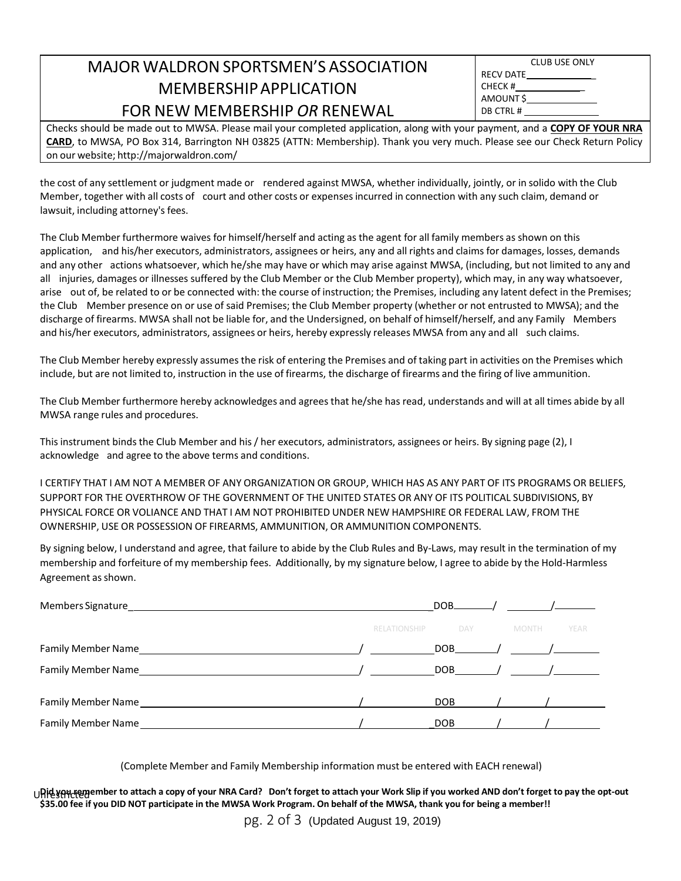# MAJOR WALDRON SPORTSMEN'S ASSOCIATION MEMBERSHIP APPLICATION FOR NEW MEMBERSHIP *OR* RENEWAL

| CLUB USE ONLY |
|---|
| RECV DATE_____________ |
| CHECK #_____________ |
| AMOUNT $_____________ |
| DB CTRL #_____________ |

Checks should be made out to MWSA. Please mail your completed application, along with your payment, and a **COPY OF YOUR NRA CARD**, to MWSA, PO Box 314, Barrington NH 03825 (ATTN: Membership). Thank you very much. Please see our Check Return Policy on our website; http://majorwaldron.com/

the cost of any settlement or judgment made or rendered against MWSA, whether individually, jointly, or in solido with the Club Member, together with all costs of court and other costs or expenses incurred in connection with any such claim, demand or lawsuit, including attorney's fees.

The Club Member furthermore waives for himself/herself and acting as the agent for all family members as shown on this application, and his/her executors, administrators, assignees or heirs, any and all rights and claims for damages, losses, demands and any other actions whatsoever, which he/she may have or which may arise against MWSA, (including, but not limited to any and all injuries, damages or illnesses suffered by the Club Member or the Club Member property), which may, in any way whatsoever, arise out of, be related to or be connected with: the course of instruction; the Premises, including any latent defect in the Premises; the Club Member presence on or use of said Premises; the Club Member property (whether or not entrusted to MWSA); and the discharge of firearms. MWSA shall not be liable for, and the Undersigned, on behalf of himself/herself, and any Family Members and his/her executors, administrators, assignees or heirs, hereby expressly releases MWSA from any and all such claims.

The Club Member hereby expressly assumes the risk of entering the Premises and of taking part in activities on the Premises which include, but are not limited to, instruction in the use of firearms, the discharge of firearms and the firing of live ammunition.

The Club Member furthermore hereby acknowledges and agrees that he/she has read, understands and will at all times abide by all MWSA range rules and procedures.

This instrument binds the Club Member and his / her executors, administrators, assignees or heirs. By signing page (2), I acknowledge and agree to the above terms and conditions.

I CERTIFY THAT I AM NOT A MEMBER OF ANY ORGANIZATION OR GROUP, WHICH HAS AS ANY PART OF ITS PROGRAMS OR BELIEFS, SUPPORT FOR THE OVERTHROW OF THE GOVERNMENT OF THE UNITED STATES OR ANY OF ITS POLITICAL SUBDIVISIONS, BY PHYSICAL FORCE OR VOLIANCE AND THAT I AM NOT PROHIBITED UNDER NEW HAMPSHIRE OR FEDERAL LAW, FROM THE OWNERSHIP, USE OR POSSESSION OF FIREARMS, AMMUNITION, OR AMMUNITION COMPONENTS.

By signing below, I understand and agree, that failure to abide by the Club Rules and By-Laws, may result in the termination of my membership and forfeiture of my membership fees. Additionally, by my signature below, I agree to abide by the Hold-Harmless Agreement as shown.

Members Signature_______________________________________________ DOB_______/_______/_______

| | RELATIONSHIP | DAY | MONTH | YEAR |
|---|---|---|---|---|
| Family Member Name________________________ / | __________ | DOB_______ / | _______ / | _______ |
| Family Member Name________________________ / | __________ | DOB_______ / | _______ / | _______ |
| Family Member Name________________________ / | __________ | DOB_______ / | _______ / | _______ |
| Family Member Name________________________ / | __________ | DOB_______ / | _______ / | _______ |

(Complete Member and Family Membership information must be entered with EACH renewal)

**Did you remember to attach a copy of your NRA Card? Don't forget to attach your Work Slip if you worked AND don't forget to pay the opt-out $35.00 fee if you DID NOT participate in the MWSA Work Program. On behalf of the MWSA, thank you for being a member!!**

(Updated August 19, 2019)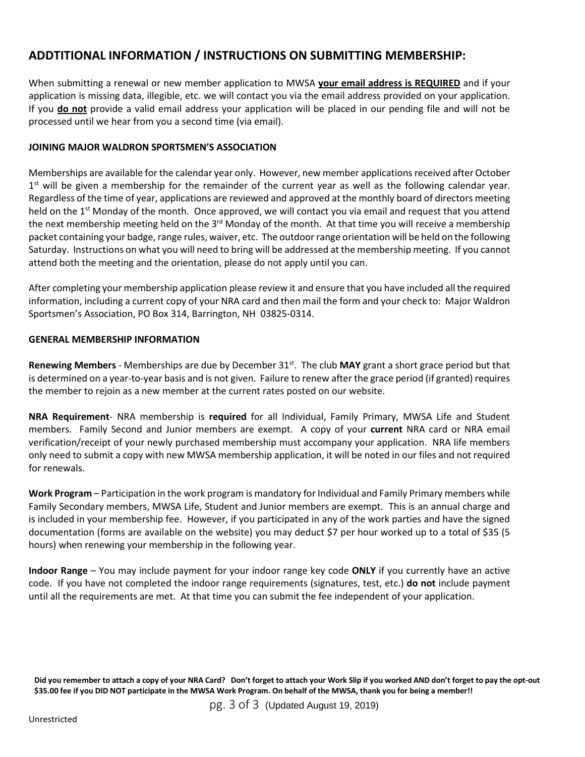## ADDTITIONAL INFORMATION / INSTRUCTIONS ON SUBMITTING MEMBERSHIP:

When submitting a renewal or new member application to MWSA **your email address is REQUIRED** and if your application is missing data, illegible, etc. we will contact you via the email address provided on your application. If you **do not** provide a valid email address your application will be placed in our pending file and will not be processed until we hear from you a second time (via email).

### JOINING MAJOR WALDRON SPORTSMEN'S ASSOCIATION

Memberships are available for the calendar year only. However, new member applications received after October 1st will be given a membership for the remainder of the current year as well as the following calendar year. Regardless of the time of year, applications are reviewed and approved at the monthly board of directors meeting held on the 1st Monday of the month. Once approved, we will contact you via email and request that you attend the next membership meeting held on the 3rd Monday of the month. At that time you will receive a membership packet containing your badge, range rules, waiver, etc. The outdoor range orientation will be held on the following Saturday. Instructions on what you will need to bring will be addressed at the membership meeting. If you cannot attend both the meeting and the orientation, please do not apply until you can.

After completing your membership application please review it and ensure that you have included all the required information, including a current copy of your NRA card and then mail the form and your check to: Major Waldron Sportsmen's Association, PO Box 314, Barrington, NH 03825-0314.

### GENERAL MEMBERSHIP INFORMATION

**Renewing Members** - Memberships are due by December 31st. The club **MAY** grant a short grace period but that is determined on a year-to-year basis and is not given. Failure to renew after the grace period (if granted) requires the member to rejoin as a new member at the current rates posted on our website.

**NRA Requirement**- NRA membership is **required** for all Individual, Family Primary, MWSA Life and Student members. Family Second and Junior members are exempt. A copy of your **current** NRA card or NRA email verification/receipt of your newly purchased membership must accompany your application. NRA life members only need to submit a copy with new MWSA membership application, it will be noted in our files and not required for renewals.

**Work Program** – Participation in the work program is mandatory for Individual and Family Primary members while Family Secondary members, MWSA Life, Student and Junior members are exempt. This is an annual charge and is included in your membership fee. However, if you participated in any of the work parties and have the signed documentation (forms are available on the website) you may deduct $7 per hour worked up to a total of $35 (5 hours) when renewing your membership in the following year.

**Indoor Range** – You may include payment for your indoor range key code **ONLY** if you currently have an active code. If you have not completed the indoor range requirements (signatures, test, etc.) **do not** include payment until all the requirements are met. At that time you can submit the fee independent of your application.

**Did you remember to attach a copy of your NRA Card? Don't forget to attach your Work Slip if you worked AND don't forget to pay the opt-out $35.00 fee if you DID NOT participate in the MWSA Work Program. On behalf of the MWSA, thank you for being a member!!**

(Updated August 19, 2019)

Unrestricted